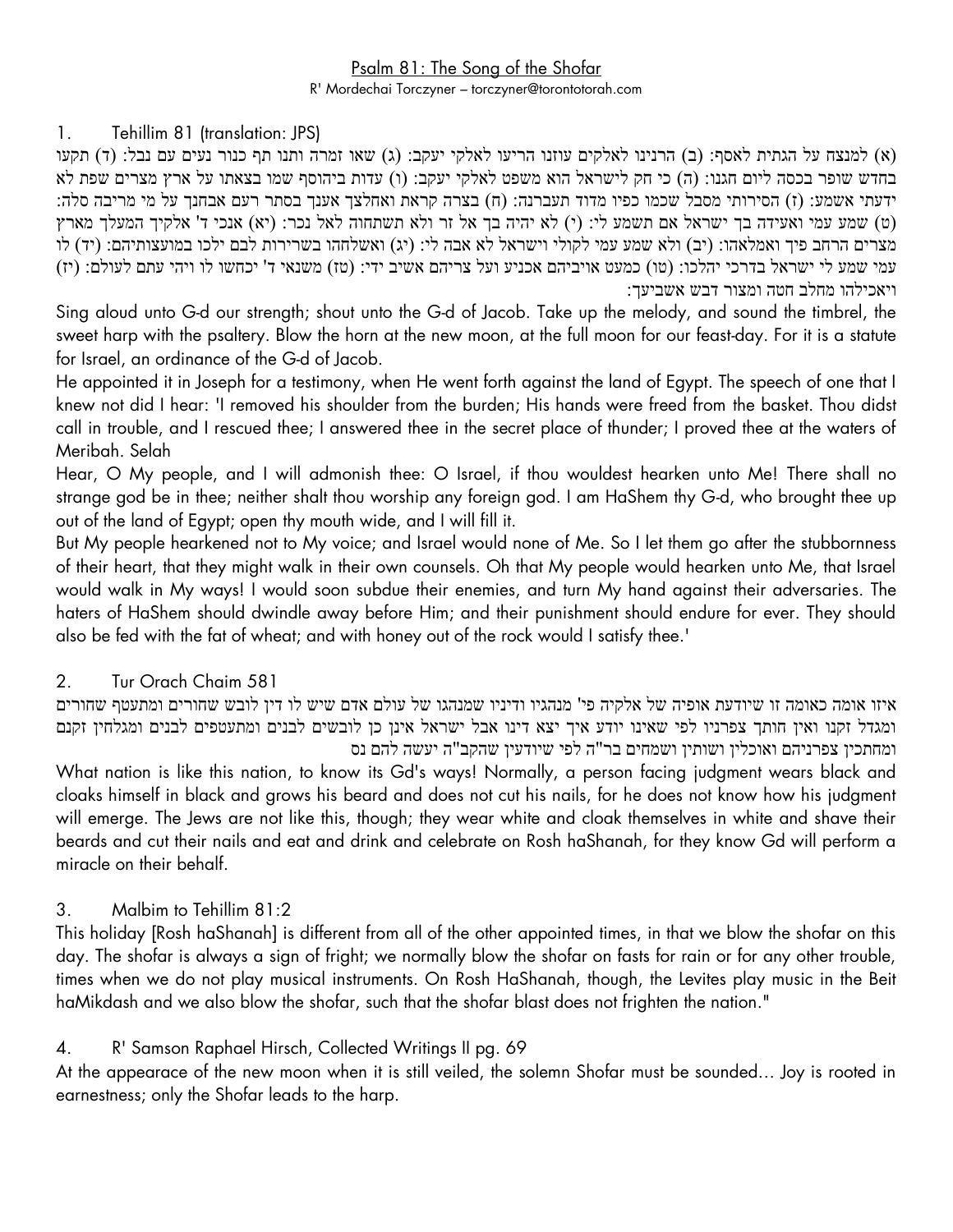## Psalm 81: The Song of the Shofar

R' Mordechai Torczyner – torczyner@torontotorah.com

1. Tehillim 81 (translation: JPS)

(א) למנצח על הגתית לאסף: (ב) הרנינו לאלקים עוזנו הריעו לאלקי יעקב: (ג) שאו זמרה ותנו תף כנור נעים עם נבל: (ד) תקעו בחדש שופר בכסה ליום חגנו: (ה) כי חק לישראל הוא משפט לאלקי יעקב: (ו) עדות ביהוסף שמו בצאתו על ארץ מצרים שפת לא ידעתי אשמע: (ז) הסירותי מסבל שכמו כפיו מדוד תעברנה: (ח) בצרה קראת ואחלצך אענך בסתר רעם אבחנך על מי מריבה סלה: (ט) שמע עמי ואעידה בך ישראל אם תשמע לי: (י) לא יהיה בך אל זר ולא תשתחוה לאל נכר: (יא) אנכי ד' אלקיך המעלך מארץ מצרים הרחב פיך ואמלאהו: (יב) ולא שמע עמי לקולי וישראל לא אבה לי: (יג) ואשלחהו בשרירות לבם ילכו במועצותיהם: (יד) לו עמי שמע לי ישראל בדרכי יהלכו: (טו) כמעט אויביהם אכניע ועל צריהם אשיב ידי: (טז) משנאי ד' יכחשו לו ויהי עתם לעולם: (יז) ויאכילהו מחלב חטה ומצור דבש אשביעך:

Sing aloud unto G-d our strength; shout unto the G-d of Jacob. Take up the melody, and sound the timbrel, the sweet harp with the psaltery. Blow the horn at the new moon, at the full moon for our feast-day. For it is a statute for Israel, an ordinance of the G-d of Jacob.

He appointed it in Joseph for a testimony, when He went forth against the land of Egypt. The speech of one that I knew not did I hear: 'I removed his shoulder from the burden; His hands were freed from the basket. Thou didst call in trouble, and I rescued thee; I answered thee in the secret place of thunder; I proved thee at the waters of Meribah. Selah

Hear, O My people, and I will admonish thee: O Israel, if thou wouldest hearken unto Me! There shall no strange god be in thee; neither shalt thou worship any foreign god. I am HaShem thy G-d, who brought thee up out of the land of Egypt; open thy mouth wide, and I will fill it.

But My people hearkened not to My voice; and Israel would none of Me. So I let them go after the stubbornness of their heart, that they might walk in their own counsels. Oh that My people would hearken unto Me, that Israel would walk in My ways! I would soon subdue their enemies, and turn My hand against their adversaries. The haters of HaShem should dwindle away before Him; and their punishment should endure for ever. They should also be fed with the fat of wheat; and with honey out of the rock would I satisfy thee.'

2. Tur Orach Chaim 581

איזו אומה כאומה זו שיודעת אופיה של אלקיה פי' מנהגיו ודיניו שמנהגו של עולם אדם שיש לו דין לובש שחורים ומתעטף שחורים ומגדל זקנו ואין חותך צפרניו לפי שאינו יודע איך יצא דינו אבל ישראל אינן כן לובשים לבנים ומתעטפים לבנים ומגלחין זקנם ומחתכין צפרניהם ואוכלין ושותין ושמחים בר"ה לפי שיודעין שהקב"ה יעשה להם נס

What nation is like this nation, to know its Gd's ways! Normally, a person facing judgment wears black and cloaks himself in black and grows his beard and does not cut his nails, for he does not know how his judgment will emerge. The Jews are not like this, though; they wear white and cloak themselves in white and shave their beards and cut their nails and eat and drink and celebrate on Rosh haShanah, for they know Gd will perform a miracle on their behalf.

3. Malbim to Tehillim 81:2

This holiday [Rosh haShanah] is different from all of the other appointed times, in that we blow the shofar on this day. The shofar is always a sign of fright; we normally blow the shofar on fasts for rain or for any other trouble, times when we do not play musical instruments. On Rosh HaShanah, though, the Levites play music in the Beit haMikdash and we also blow the shofar, such that the shofar blast does not frighten the nation."

4. R' Samson Raphael Hirsch, Collected Writings II pg. 69

At the appearace of the new moon when it is still veiled, the solemn Shofar must be sounded… Joy is rooted in earnestness; only the Shofar leads to the harp.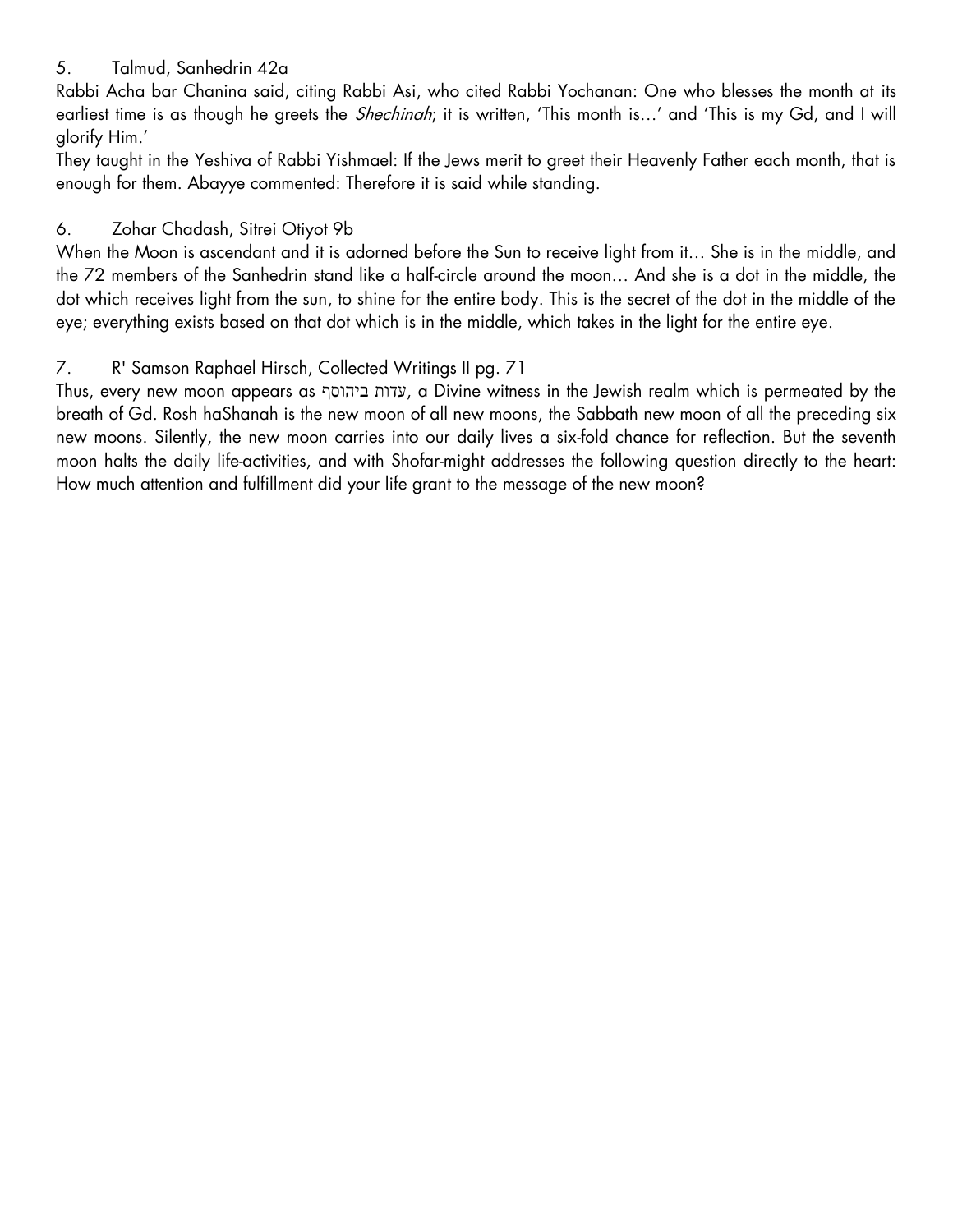5. Talmud, Sanhedrin 42a

Rabbi Acha bar Chanina said, citing Rabbi Asi, who cited Rabbi Yochanan: One who blesses the month at its earliest time is as though he greets the *Shechinah*; it is written, '<u>This</u> month is…' and '<u>This</u> is my Gd, and I will glorify Him.'

They taught in the Yeshiva of Rabbi Yishmael: If the Jews merit to greet their Heavenly Father each month, that is enough for them. Abayye commented: Therefore it is said while standing.

6. Zohar Chadash, Sitrei Otiyot 9b

When the Moon is ascendant and it is adorned before the Sun to receive light from it… She is in the middle, and the 72 members of the Sanhedrin stand like a half-circle around the moon… And she is a dot in the middle, the dot which receives light from the sun, to shine for the entire body. This is the secret of the dot in the middle of the eye; everything exists based on that dot which is in the middle, which takes in the light for the entire eye.

7. R' Samson Raphael Hirsch, Collected Writings II pg. 71

Thus, every new moon appears as עדות ביהוסף, a Divine witness in the Jewish realm which is permeated by the breath of Gd. Rosh haShanah is the new moon of all new moons, the Sabbath new moon of all the preceding six new moons. Silently, the new moon carries into our daily lives a six-fold chance for reflection. But the seventh moon halts the daily life-activities, and with Shofar-might addresses the following question directly to the heart: How much attention and fulfillment did your life grant to the message of the new moon?